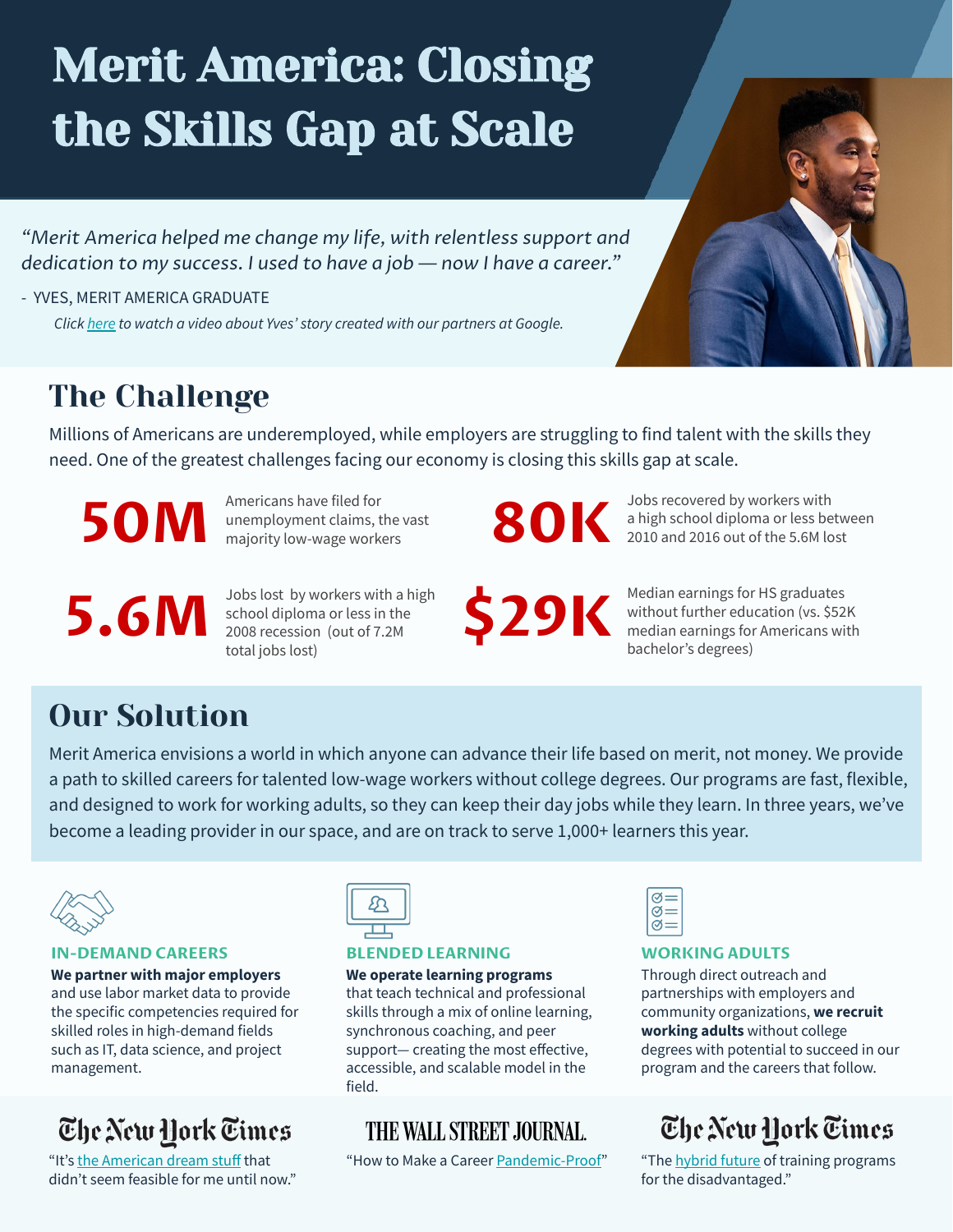# Merit America: Closing the Skills Gap at Scale

*"Merit America helped me change my life, with relentless support and dedication to my success. I used to have a job — now I have a career."*

- YVES, MERIT AMERICA GRADUATE

*Click here to watch a video about Yves' story created with our partners at Google.*

## The Challenge

Millions of Americans are underemployed, while employers are struggling to find talent with the skills they need. One of the greatest challenges facing our economy is closing this skills gap at scale.

**50M** Americans have filed for unemployment claims, the vast majority low-wage workers

**80K** Jobs recovered by workers with a high school diploma or less between 2010 and 2016 out of the 5.6M lost

**5.6M** Jobs lost by workers with a high school diploma or less in the 2008 recession (out of 7.2M total jobs lost)

**$29K** Median earnings for HS graduates without further education (vs. $52K median earnings for Americans with bachelor's degrees)

## Our Solution

Merit America envisions a world in which anyone can advance their life based on merit, not money. We provide a path to skilled careers for talented low-wage workers without college degrees. Our programs are fast, flexible, and designed to work for working adults, so they can keep their day jobs while they learn. In three years, we've become a leading provider in our space, and are on track to serve 1,000+ learners this year.

### IN-DEMAND CAREERS

**We partner with major employers** and use labor market data to provide the specific competencies required for skilled roles in high-demand fields such as IT, data science, and project management.

### BLENDED LEARNING

**We operate learning programs** that teach technical and professional skills through a mix of online learning, synchronous coaching, and peer support— creating the most effective, accessible, and scalable model in the field.

### WORKING ADULTS

Through direct outreach and partnerships with employers and community organizations, **we recruit working adults** without college degrees with potential to succeed in our program and the careers that follow.

**The New York Times**
"It's the American dream stuff that didn't seem feasible for me until now."

**THE WALL STREET JOURNAL.**
"How to Make a Career Pandemic-Proof"

**The New York Times**
"The hybrid future of training programs for the disadvantaged."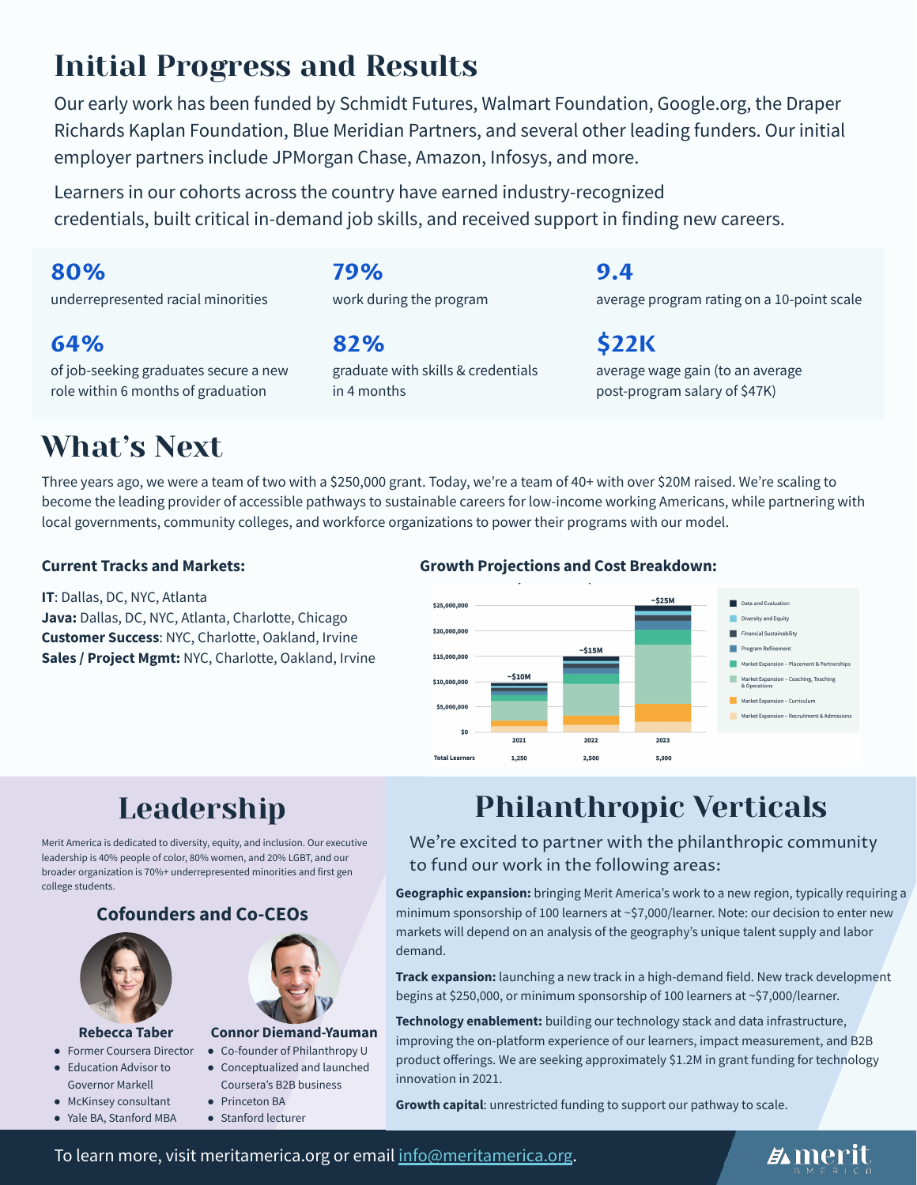# Initial Progress and Results

Our early work has been funded by Schmidt Futures, Walmart Foundation, Google.org, the Draper Richards Kaplan Foundation, Blue Meridian Partners, and several other leading funders. Our initial employer partners include JPMorgan Chase, Amazon, Infosys, and more.

Learners in our cohorts across the country have earned industry-recognized credentials, built critical in-demand job skills, and received support in finding new careers.

**80%**
underrepresented racial minorities

**79%**
work during the program

**9.4**
average program rating on a 10-point scale

**64%**
of job-seeking graduates secure a new role within 6 months of graduation

**82%**
graduate with skills & credentials in 4 months

**$22K**
average wage gain (to an average post-program salary of $47K)

# What's Next

Three years ago, we were a team of two with a $250,000 grant. Today, we're a team of 40+ with over $20M raised. We're scaling to become the leading provider of accessible pathways to sustainable careers for low-income working Americans, while partnering with local governments, community colleges, and workforce organizations to power their programs with our model.

### Current Tracks and Markets:

**IT**: Dallas, DC, NYC, Atlanta
**Java:** Dallas, DC, NYC, Atlanta, Charlotte, Chicago
**Customer Success**: NYC, Charlotte, Oakland, Irvine
**Sales / Project Mgmt:** NYC, Charlotte, Oakland, Irvine

### Growth Projections and Cost Breakdown:

$25,000,000
$20,000,000
$15,000,000
$10,000,000
$5,000,000
$0

~$10M
~$15M
~$25M

2021
2022
2023

Total Learners
1,250
2,500
5,000

Data and Evaluation
Diversity and Equity
Financial Sustainability
Program Refinement
Market Expansion – Placement & Partnerships
Market Expansion – Coaching, Teaching & Operations
Market Expansion – Curriculum
Market Expansion – Recruitment & Admissions

# Leadership

Merit America is dedicated to diversity, equity, and inclusion. Our executive leadership is 40% people of color, 80% women, and 20% LGBT, and our broader organization is 70%+ underrepresented minorities and first gen college students.

### Cofounders and Co-CEOs

**Rebecca Taber**
- Former Coursera Director
- Education Advisor to Governor Markell
- McKinsey consultant
- Yale BA, Stanford MBA

**Connor Diemand-Yauman**
- Co-founder of Philanthropy U
- Conceptualized and launched Coursera's B2B business
- Princeton BA
- Stanford lecturer

# Philanthropic Verticals

We're excited to partner with the philanthropic community to fund our work in the following areas:

**Geographic expansion:** bringing Merit America's work to a new region, typically requiring a minimum sponsorship of 100 learners at ~$7,000/learner. Note: our decision to enter new markets will depend on an analysis of the geography's unique talent supply and labor demand.

**Track expansion:** launching a new track in a high-demand field. New track development begins at $250,000, or minimum sponsorship of 100 learners at ~$7,000/learner.

**Technology enablement:** building our technology stack and data infrastructure, improving the on-platform experience of our learners, impact measurement, and B2B product offerings. We are seeking approximately $1.2M in grant funding for technology innovation in 2021.

**Growth capital**: unrestricted funding to support our pathway to scale.

To learn more, visit meritamerica.org or email info@meritamerica.org.